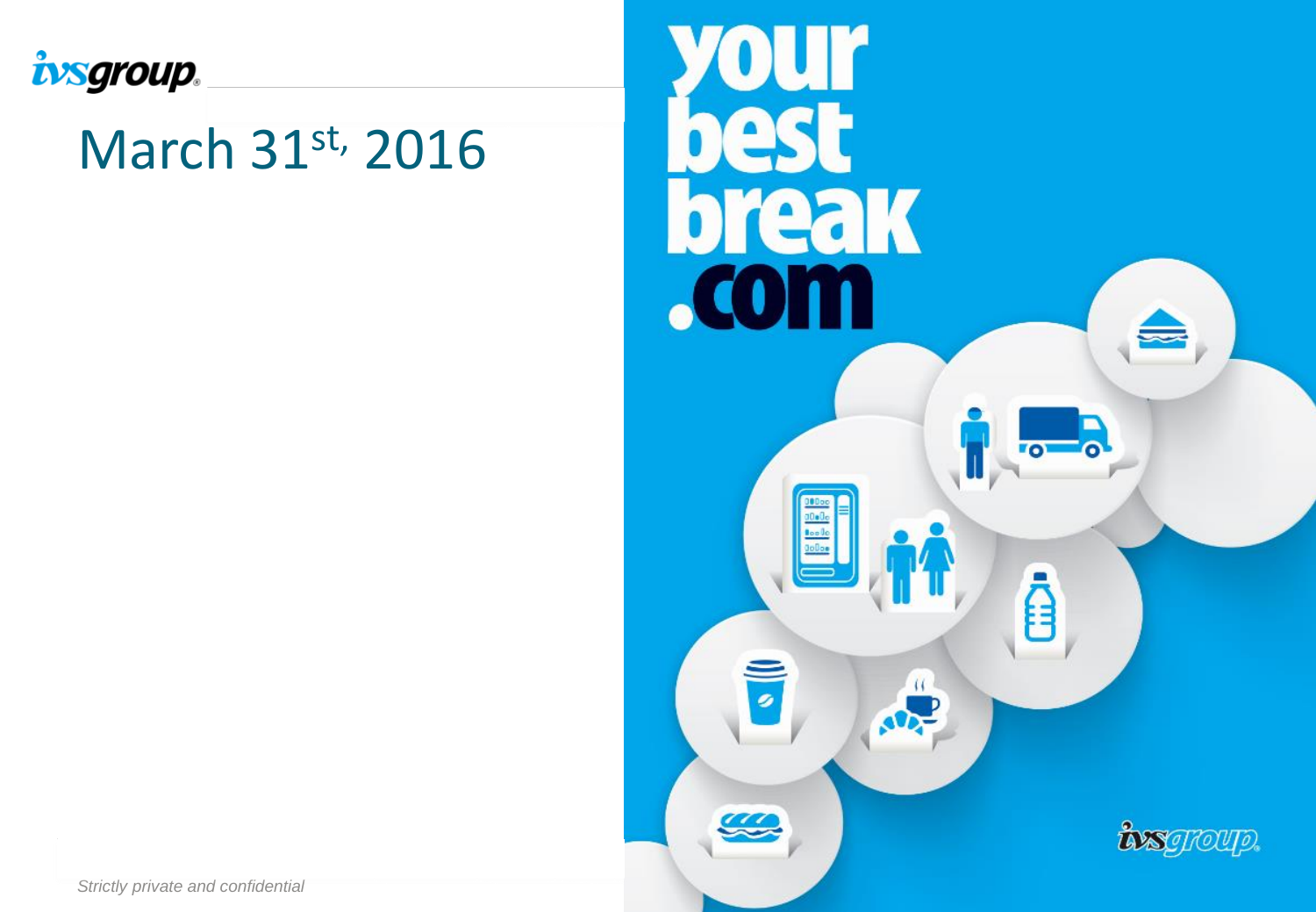ivsgroup

# March 31st, 2016

your best break .com

ivsgroup

*Strictly private and confidential*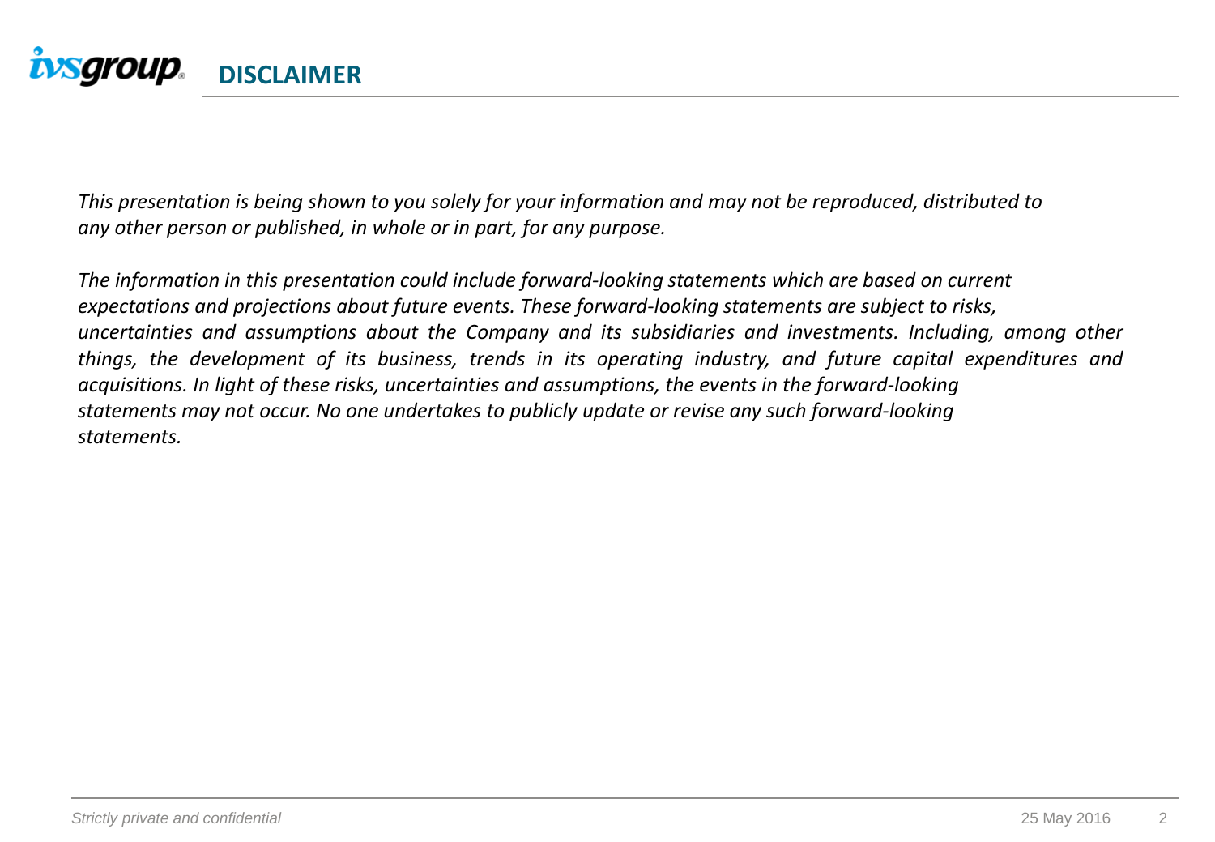# DISCLAIMER

*This presentation is being shown to you solely for your information and may not be reproduced, distributed to any other person or published, in whole or in part, for any purpose.*

*The information in this presentation could include forward-looking statements which are based on current expectations and projections about future events. These forward-looking statements are subject to risks, uncertainties and assumptions about the Company and its subsidiaries and investments. Including, among other things, the development of its business, trends in its operating industry, and future capital expenditures and acquisitions. In light of these risks, uncertainties and assumptions, the events in the forward-looking statements may not occur. No one undertakes to publicly update or revise any such forward-looking statements.*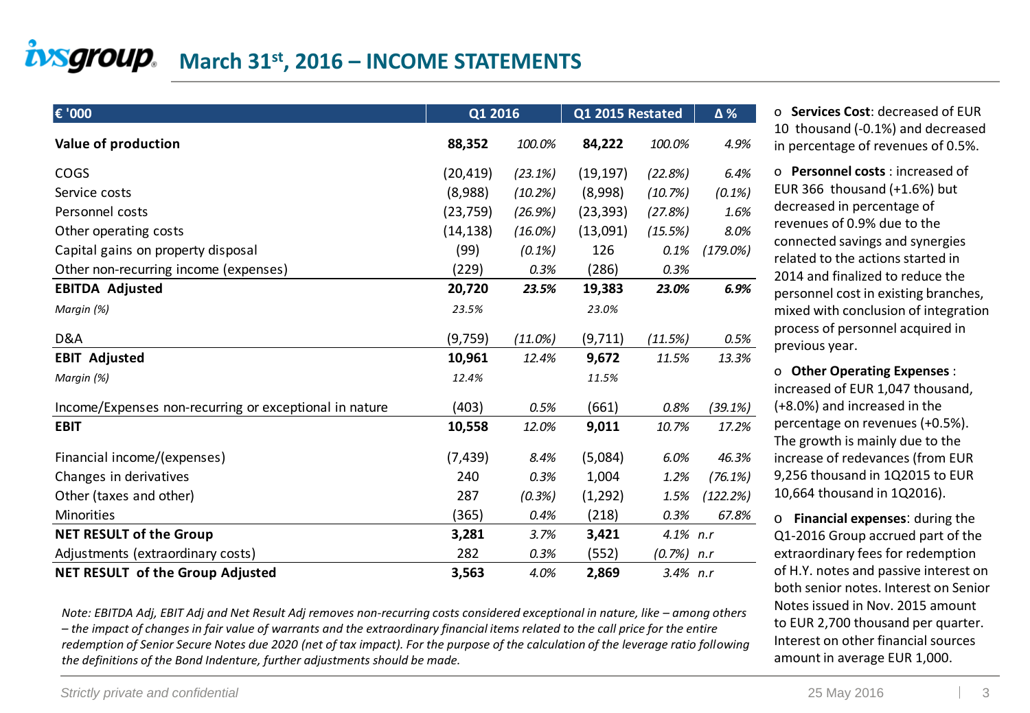# ivsgroup – March 31st, 2016 – INCOME STATEMENTS

| € '000 | Q1 2016 | | Q1 2015 Restated | | Δ % |
|---|---|---|---|---|---|
| **Value of production** | **88,352** | *100.0%* | **84,222** | *100.0%* | *4.9%* |
| COGS | (20,419) | *(23.1%)* | (19,197) | *(22.8%)* | *6.4%* |
| Service costs | (8,988) | *(10.2%)* | (8,998) | *(10.7%)* | *(0.1%)* |
| Personnel costs | (23,759) | *(26.9%)* | (23,393) | *(27.8%)* | *1.6%* |
| Other operating costs | (14,138) | *(16.0%)* | (13,091) | *(15.5%)* | *8.0%* |
| Capital gains on property disposal | (99) | *(0.1%)* | 126 | *0.1%* | *(179.0%)* |
| Other non-recurring income (expenses) | (229) | *0.3%* | (286) | *0.3%* | |
| **EBITDA Adjusted** | **20,720** | ***23.5%*** | **19,383** | ***23.0%*** | ***6.9%*** |
| *Margin (%)* | *23.5%* | | *23.0%* | | |
| D&A | (9,759) | *(11.0%)* | (9,711) | *(11.5%)* | *0.5%* |
| **EBIT Adjusted** | **10,961** | *12.4%* | **9,672** | *11.5%* | *13.3%* |
| *Margin (%)* | *12.4%* | | *11.5%* | | |
| Income/Expenses non-recurring or exceptional in nature | (403) | *0.5%* | (661) | *0.8%* | *(39.1%)* |
| **EBIT** | **10,558** | *12.0%* | **9,011** | *10.7%* | *17.2%* |
| Financial income/(expenses) | (7,439) | *8.4%* | (5,084) | *6.0%* | *46.3%* |
| Changes in derivatives | 240 | *0.3%* | 1,004 | *1.2%* | *(76.1%)* |
| Other (taxes and other) | 287 | *(0.3%)* | (1,292) | *1.5%* | *(122.2%)* |
| Minorities | (365) | *0.4%* | (218) | *0.3%* | *67.8%* |
| **NET RESULT of the Group** | **3,281** | *3.7%* | **3,421** | *4.1%* | *n.r* |
| Adjustments (extraordinary costs) | 282 | *0.3%* | (552) | *(0.7%)* | *n.r* |
| **NET RESULT of the Group Adjusted** | **3,563** | *4.0%* | **2,869** | *3.4%* | *n.r* |

*Note: EBITDA Adj, EBIT Adj and Net Result Adj removes non-recurring costs considered exceptional in nature, like – among others – the impact of changes in fair value of warrants and the extraordinary financial items related to the call price for the entire redemption of Senior Secure Notes due 2020 (net of tax impact). For the purpose of the calculation of the leverage ratio following the definitions of the Bond Indenture, further adjustments should be made.*

- **Services Cost**: decreased of EUR 10 thousand (-0.1%) and decreased in percentage of revenues of 0.5%.
- **Personnel costs** : increased of EUR 366 thousand (+1.6%) but decreased in percentage of revenues of 0.9% due to the connected savings and synergies related to the actions started in 2014 and finalized to reduce the personnel cost in existing branches, mixed with conclusion of integration process of personnel acquired in previous year.
- **Other Operating Expenses** : increased of EUR 1,047 thousand, (+8.0%) and increased in the percentage on revenues (+0.5%). The growth is mainly due to the increase of redevances (from EUR 9,256 thousand in 1Q2015 to EUR 10,664 thousand in 1Q2016).
- **Financial expenses**: during the Q1-2016 Group accrued part of the extraordinary fees for redemption of H.Y. notes and passive interest on both senior notes. Interest on Senior Notes issued in Nov. 2015 amount to EUR 2,700 thousand per quarter. Interest on other financial sources amount in average EUR 1,000.

Strictly private and confidential

25 May 2016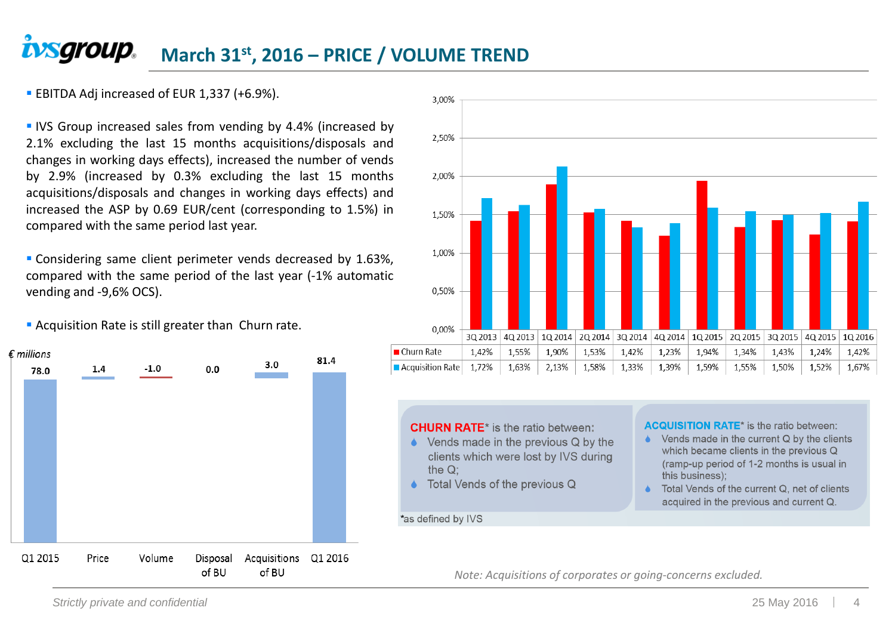# March 31st, 2016 – PRICE / VOLUME TREND

- EBITDA Adj increased of EUR 1,337 (+6.9%).
- IVS Group increased sales from vending by 4.4% (increased by 2.1% excluding the last 15 months acquisitions/disposals and changes in working days effects), increased the number of vends by 2.9% (increased by 0.3% excluding the last 15 months acquisitions/disposals and changes in working days effects) and increased the ASP by 0.69 EUR/cent (corresponding to 1.5%) in compared with the same period last year.
- Considering same client perimeter vends decreased by 1.63%, compared with the same period of the last year (-1% automatic vending and -9,6% OCS).
- Acquisition Rate is still greater than Churn rate.

€ millions

| Q1 2015 | Price | Volume | Disposal of BU | Acquisitions of BU | Q1 2016 |
|---|---|---|---|---|---|
| 78.0 | 1.4 | -1.0 | 0.0 | 3.0 | 81.4 |

| | 3Q 2013 | 4Q 2013 | 1Q 2014 | 2Q 2014 | 3Q 2014 | 4Q 2014 | 1Q 2015 | 2Q 2015 | 3Q 2015 | 4Q 2015 | 1Q 2016 |
|---|---|---|---|---|---|---|---|---|---|---|---|
| Churn Rate | 1,42% | 1,55% | 1,90% | 1,53% | 1,42% | 1,23% | 1,94% | 1,34% | 1,43% | 1,24% | 1,42% |
| Acquisition Rate | 1,72% | 1,63% | 2,13% | 1,58% | 1,33% | 1,39% | 1,59% | 1,55% | 1,50% | 1,52% | 1,67% |

**CHURN RATE*** is the ratio between:
- Vends made in the previous Q by the clients which were lost by IVS during the Q;
- Total Vends of the previous Q

**ACQUISITION RATE*** is the ratio between:
- Vends made in the current Q by the clients which became clients in the previous Q (ramp-up period of 1-2 months is usual in this business);
- Total Vends of the current Q, net of clients acquired in the previous and current Q.

*as defined by IVS

*Note: Acquisitions of corporates or going-concerns excluded.*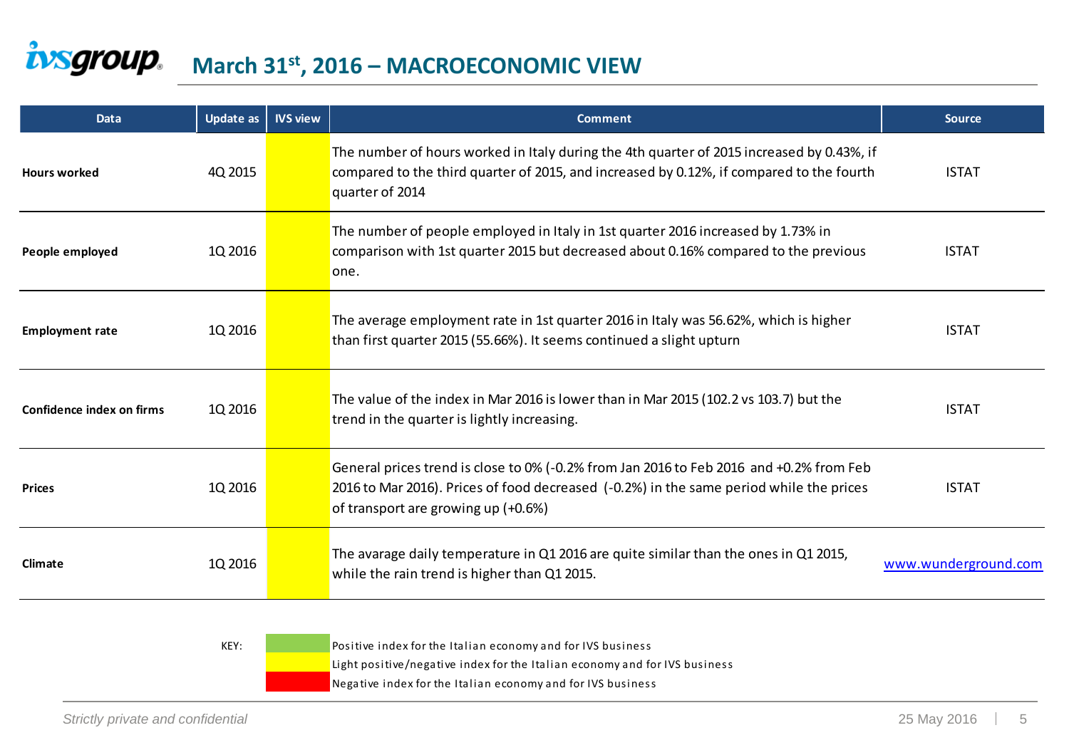# March 31st, 2016 – MACROECONOMIC VIEW

| Data | Update as | IVS view | Comment | Source |
|---|---|---|---|---|
| **Hours worked** | 4Q 2015 | | The number of hours worked in Italy during the 4th quarter of 2015 increased by 0.43%, if compared to the third quarter of 2015, and increased by 0.12%, if compared to the fourth quarter of 2014 | ISTAT |
| **People employed** | 1Q 2016 | | The number of people employed in Italy in 1st quarter 2016 increased by 1.73% in comparison with 1st quarter 2015 but decreased about 0.16% compared to the previous one. | ISTAT |
| **Employment rate** | 1Q 2016 | | The average employment rate in 1st quarter 2016 in Italy was 56.62%, which is higher than first quarter 2015 (55.66%). It seems continued a slight upturn | ISTAT |
| **Confidence index on firms** | 1Q 2016 | | The value of the index in Mar 2016 is lower than in Mar 2015 (102.2 vs 103.7) but the trend in the quarter is lightly increasing. | ISTAT |
| **Prices** | 1Q 2016 | | General prices trend is close to 0% (-0.2% from Jan 2016 to Feb 2016 and +0.2% from Feb 2016 to Mar 2016). Prices of food decreased (-0.2%) in the same period while the prices of transport are growing up (+0.6%) | ISTAT |
| **Climate** | 1Q 2016 | | The avarage daily temperature in Q1 2016 are quite similar than the ones in Q1 2015, while the rain trend is higher than Q1 2015. | www.wunderground.com |

KEY:

- (Green) Positive index for the Italian economy and for IVS business
- (Yellow) Light positive/negative index for the Italian economy and for IVS business
- (Red) Negative index for the Italian economy and for IVS business

*Strictly private and confidential*

25 May 2016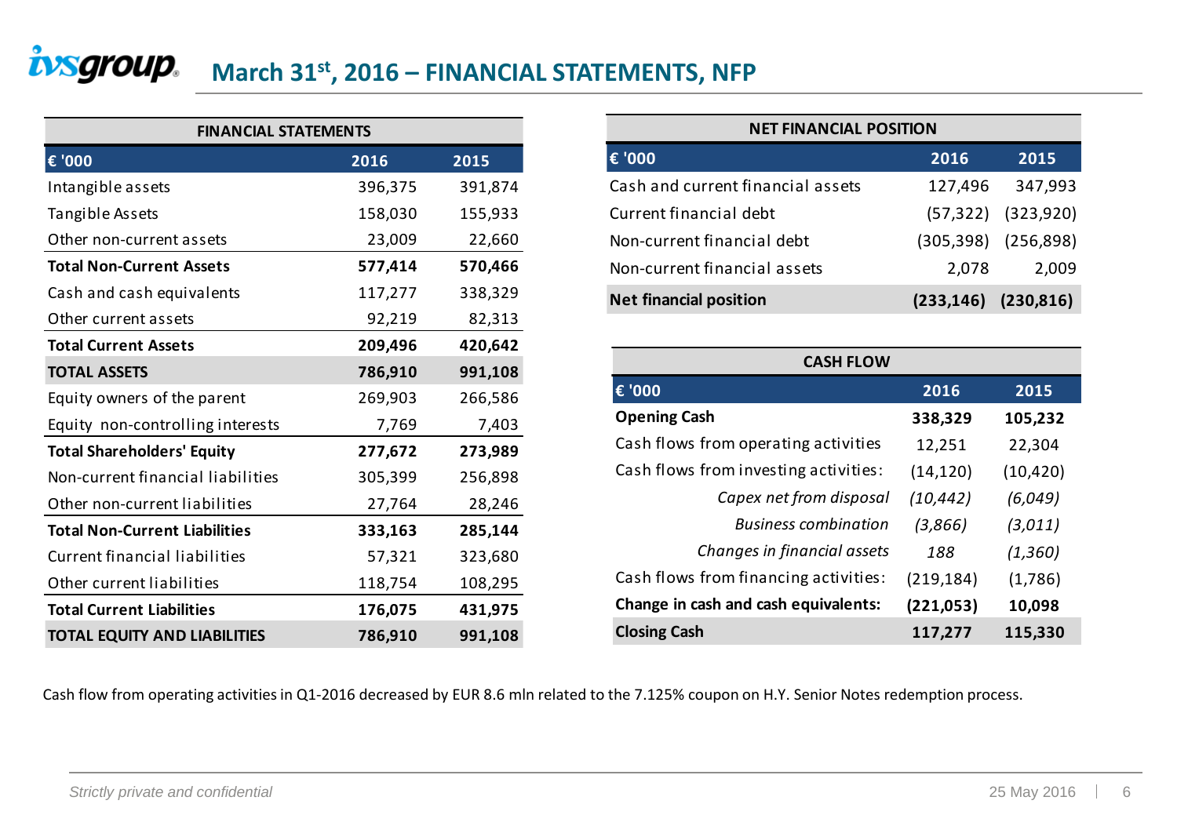# March 31st, 2016 – FINANCIAL STATEMENTS, NFP

**FINANCIAL STATEMENTS**

| € '000 | 2016 | 2015 |
|---|---|---|
| Intangible assets | 396,375 | 391,874 |
| Tangible Assets | 158,030 | 155,933 |
| Other non-current assets | 23,009 | 22,660 |
| **Total Non-Current Assets** | **577,414** | **570,466** |
| Cash and cash equivalents | 117,277 | 338,329 |
| Other current assets | 92,219 | 82,313 |
| **Total Current Assets** | **209,496** | **420,642** |
| **TOTAL ASSETS** | **786,910** | **991,108** |
| Equity owners of the parent | 269,903 | 266,586 |
| Equity non-controlling interests | 7,769 | 7,403 |
| **Total Shareholders' Equity** | **277,672** | **273,989** |
| Non-current financial liabilities | 305,399 | 256,898 |
| Other non-current liabilities | 27,764 | 28,246 |
| **Total Non-Current Liabilities** | **333,163** | **285,144** |
| Current financial liabilities | 57,321 | 323,680 |
| Other current liabilities | 118,754 | 108,295 |
| **Total Current Liabilities** | **176,075** | **431,975** |
| **TOTAL EQUITY AND LIABILITIES** | **786,910** | **991,108** |

**NET FINANCIAL POSITION**

| € '000 | 2016 | 2015 |
|---|---|---|
| Cash and current financial assets | 127,496 | 347,993 |
| Current financial debt | (57,322) | (323,920) |
| Non-current financial debt | (305,398) | (256,898) |
| Non-current financial assets | 2,078 | 2,009 |
| **Net financial position** | **(233,146)** | **(230,816)** |

**CASH FLOW**

| € '000 | 2016 | 2015 |
|---|---|---|
| **Opening Cash** | **338,329** | **105,232** |
| Cash flows from operating activities | 12,251 | 22,304 |
| Cash flows from investing activities: | (14,120) | (10,420) |
| *Capex net from disposal* | *(10,442)* | *(6,049)* |
| *Business combination* | *(3,866)* | *(3,011)* |
| *Changes in financial assets* | *188* | *(1,360)* |
| Cash flows from financing activities: | (219,184) | (1,786) |
| **Change in cash and cash equivalents:** | **(221,053)** | **10,098** |
| **Closing Cash** | **117,277** | **115,330** |

Cash flow from operating activities in Q1-2016 decreased by EUR 8.6 mln related to the 7.125% coupon on H.Y. Senior Notes redemption process.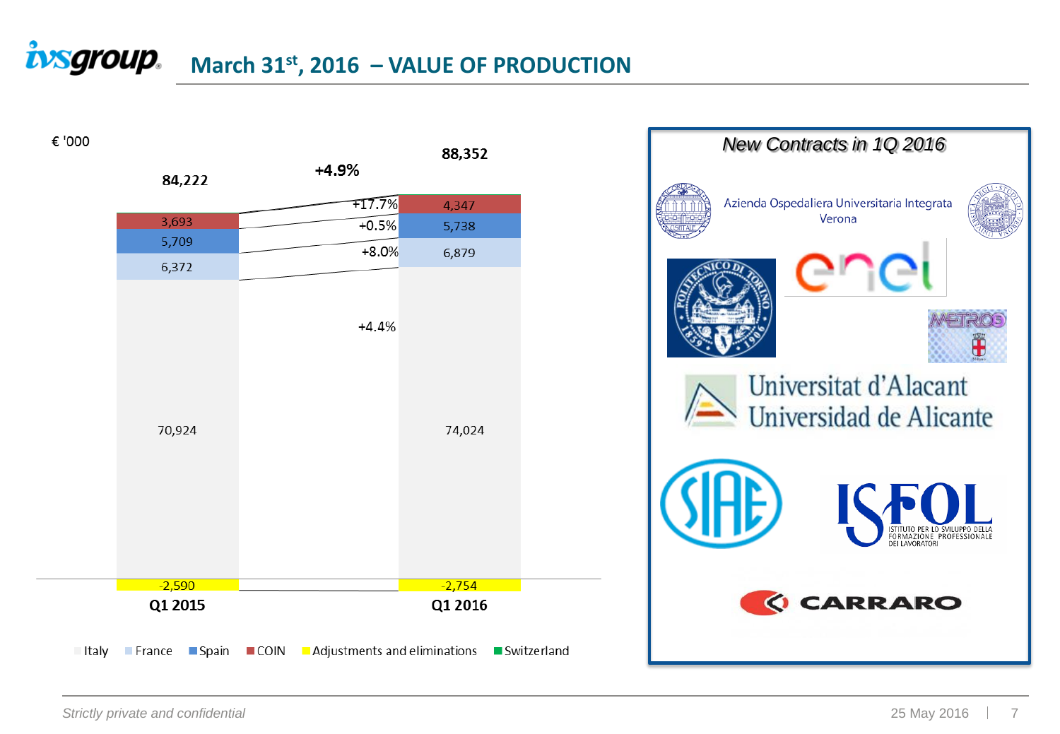# March 31st, 2016 – VALUE OF PRODUCTION

€ '000

| | Q1 2015 | Q1 2016 | Change |
|---|---|---|---|
| Italy | 70,924 | 74,024 | +4.4% |
| France | 6,372 | 6,879 | +8.0% |
| Spain | 5,709 | 5,738 | +0.5% |
| COIN | 3,693 | 4,347 | +17.7% |
| Adjustments and eliminations | -2,590 | -2,754 | |
| Switzerland | | | |
| **Total** | **84,222** | **88,352** | **+4.9%** |

## New Contracts in 1Q 2016

- Azienda Ospedaliera Universitaria Integrata Verona
- Politecnico di Torino
- Enel
- Metro5 Milano
- Universitat d'Alacant / Universidad de Alicante
- SIAE
- ISFOL – Istituto per lo Sviluppo della Formazione Professionale dei Lavoratori
- Carraro

Strictly private and confidential

25 May 2016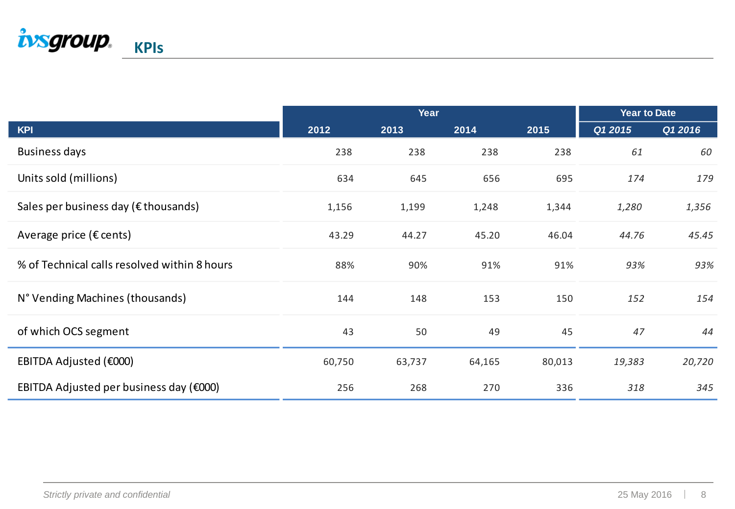## KPIs

| KPI | Year | | | | Year to Date | |
|---|---|---|---|---|---|---|
| | 2012 | 2013 | 2014 | 2015 | *Q1 2015* | *Q1 2016* |
| Business days | 238 | 238 | 238 | 238 | *61* | *60* |
| Units sold (millions) | 634 | 645 | 656 | 695 | *174* | *179* |
| Sales per business day (€ thousands) | 1,156 | 1,199 | 1,248 | 1,344 | *1,280* | *1,356* |
| Average price (€ cents) | 43.29 | 44.27 | 45.20 | 46.04 | *44.76* | *45.45* |
| % of Technical calls resolved within 8 hours | 88% | 90% | 91% | 91% | *93%* | *93%* |
| N° Vending Machines (thousands) | 144 | 148 | 153 | 150 | *152* | *154* |
| of which OCS segment | 43 | 50 | 49 | 45 | *47* | *44* |
| EBITDA Adjusted (€000) | 60,750 | 63,737 | 64,165 | 80,013 | *19,383* | *20,720* |
| EBITDA Adjusted per business day (€000) | 256 | 268 | 270 | 336 | *318* | *345* |

*Strictly private and confidential*

25 May 2016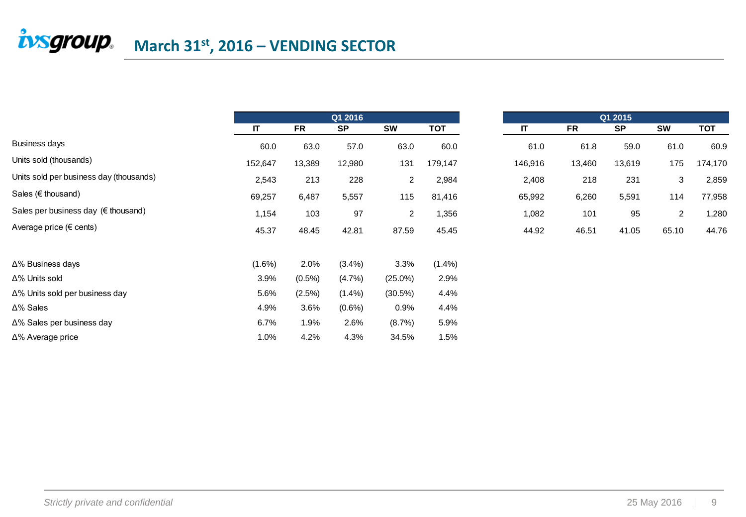# March 31st, 2016 – VENDING SECTOR

| | Q1 2016 | | | | | Q1 2015 | | | | |
|---|---|---|---|---|---|---|---|---|---|---|
| | IT | FR | SP | SW | TOT | IT | FR | SP | SW | TOT |
| Business days | 60.0 | 63.0 | 57.0 | 63.0 | 60.0 | 61.0 | 61.8 | 59.0 | 61.0 | 60.9 |
| Units sold (thousands) | 152,647 | 13,389 | 12,980 | 131 | 179,147 | 146,916 | 13,460 | 13,619 | 175 | 174,170 |
| Units sold per business day (thousands) | 2,543 | 213 | 228 | 2 | 2,984 | 2,408 | 218 | 231 | 3 | 2,859 |
| Sales (€ thousand) | 69,257 | 6,487 | 5,557 | 115 | 81,416 | 65,992 | 6,260 | 5,591 | 114 | 77,958 |
| Sales per business day (€ thousand) | 1,154 | 103 | 97 | 2 | 1,356 | 1,082 | 101 | 95 | 2 | 1,280 |
| Average price (€ cents) | 45.37 | 48.45 | 42.81 | 87.59 | 45.45 | 44.92 | 46.51 | 41.05 | 65.10 | 44.76 |

| | IT | FR | SP | SW | TOT |
|---|---|---|---|---|---|
| Δ% Business days | (1.6%) | 2.0% | (3.4%) | 3.3% | (1.4%) |
| Δ% Units sold | 3.9% | (0.5%) | (4.7%) | (25.0%) | 2.9% |
| Δ% Units sold per business day | 5.6% | (2.5%) | (1.4%) | (30.5%) | 4.4% |
| Δ% Sales | 4.9% | 3.6% | (0.6%) | 0.9% | 4.4% |
| Δ% Sales per business day | 6.7% | 1.9% | 2.6% | (8.7%) | 5.9% |
| Δ% Average price | 1.0% | 4.2% | 4.3% | 34.5% | 1.5% |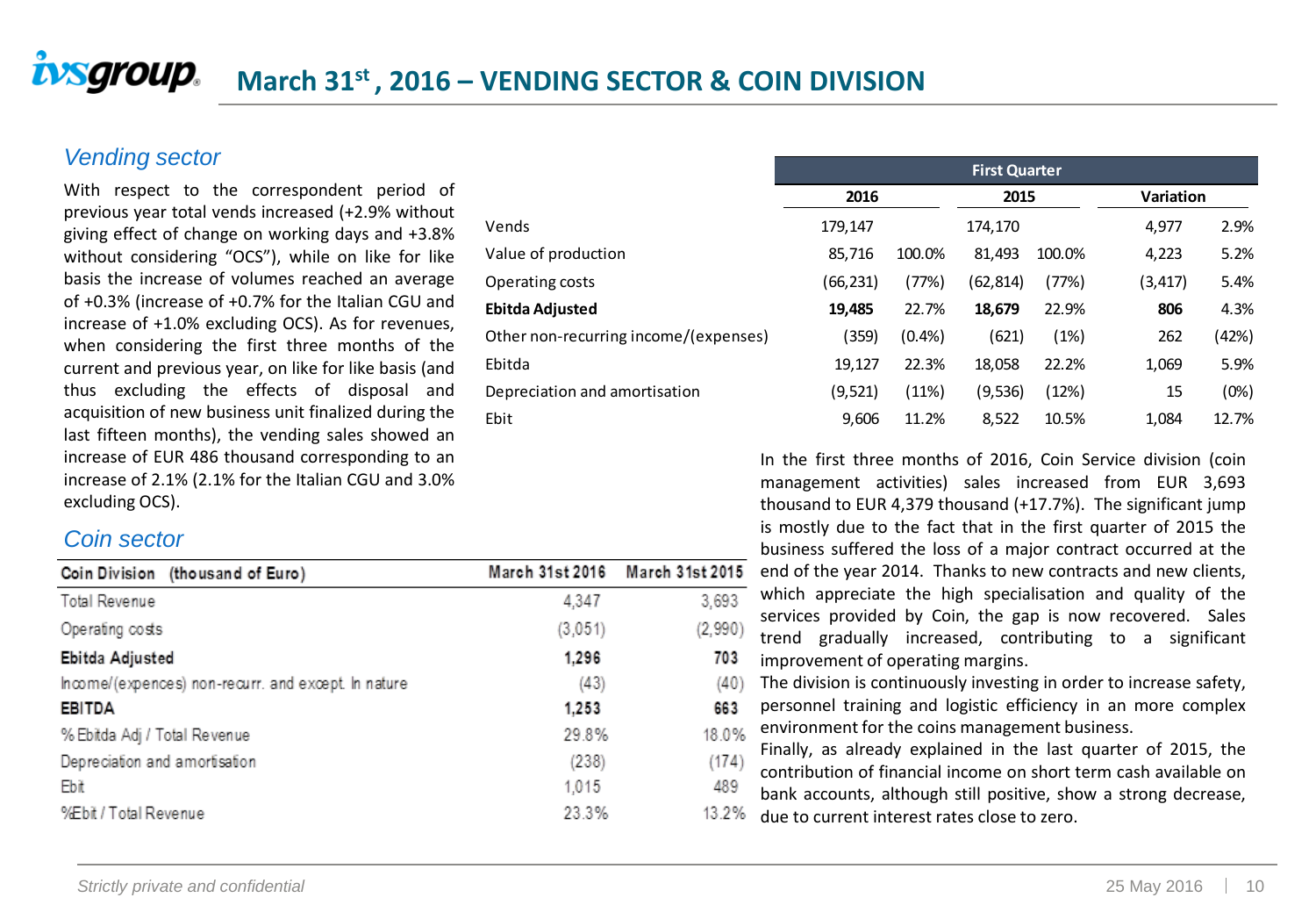# March 31st , 2016 – VENDING SECTOR & COIN DIVISION

## *Vending sector*

With respect to the correspondent period of previous year total vends increased (+2.9% without giving effect of change on working days and +3.8% without considering "OCS"), while on like for like basis the increase of volumes reached an average of +0.3% (increase of +0.7% for the Italian CGU and increase of +1.0% excluding OCS). As for revenues, when considering the first three months of the current and previous year, on like for like basis (and thus excluding the effects of disposal and acquisition of new business unit finalized during the last fifteen months), the vending sales showed an increase of EUR 486 thousand corresponding to an increase of 2.1% (2.1% for the Italian CGU and 3.0% excluding OCS).

| | First Quarter | | | | | |
|---|---|---|---|---|---|---|
| | 2016 | | 2015 | | Variation | |
| Vends | 179,147 | | 174,170 | | 4,977 | 2.9% |
| Value of production | 85,716 | 100.0% | 81,493 | 100.0% | 4,223 | 5.2% |
| Operating costs | (66,231) | (77%) | (62,814) | (77%) | (3,417) | 5.4% |
| **Ebitda Adjusted** | **19,485** | 22.7% | **18,679** | 22.9% | **806** | 4.3% |
| Other non-recurring income/(expenses) | (359) | (0.4%) | (621) | (1%) | 262 | (42%) |
| Ebitda | 19,127 | 22.3% | 18,058 | 22.2% | 1,069 | 5.9% |
| Depreciation and amortisation | (9,521) | (11%) | (9,536) | (12%) | 15 | (0%) |
| Ebit | 9,606 | 11.2% | 8,522 | 10.5% | 1,084 | 12.7% |

## *Coin sector*

| Coin Division (thousand of Euro) | March 31st 2016 | March 31st 2015 |
|---|---|---|
| Total Revenue | 4,347 | 3,693 |
| Operating costs | (3,051) | (2,990) |
| **Ebitda Adjusted** | **1,296** | **703** |
| Income/(expences) non-recurr. and except. In nature | (43) | (40) |
| **EBITDA** | **1,253** | **663** |
| % Ebitda Adj / Total Revenue | 29.8% | 18.0% |
| Depreciation and amortisation | (238) | (174) |
| Ebit | 1,015 | 489 |
| %Ebit / Total Revenue | 23.3% | 13.2% |

In the first three months of 2016, Coin Service division (coin management activities) sales increased from EUR 3,693 thousand to EUR 4,379 thousand (+17.7%). The significant jump is mostly due to the fact that in the first quarter of 2015 the business suffered the loss of a major contract occurred at the end of the year 2014. Thanks to new contracts and new clients, which appreciate the high specialisation and quality of the services provided by Coin, the gap is now recovered. Sales trend gradually increased, contributing to a significant improvement of operating margins.

The division is continuously investing in order to increase safety, personnel training and logistic efficiency in an more complex environment for the coins management business.

Finally, as already explained in the last quarter of 2015, the contribution of financial income on short term cash available on bank accounts, although still positive, show a strong decrease, due to current interest rates close to zero.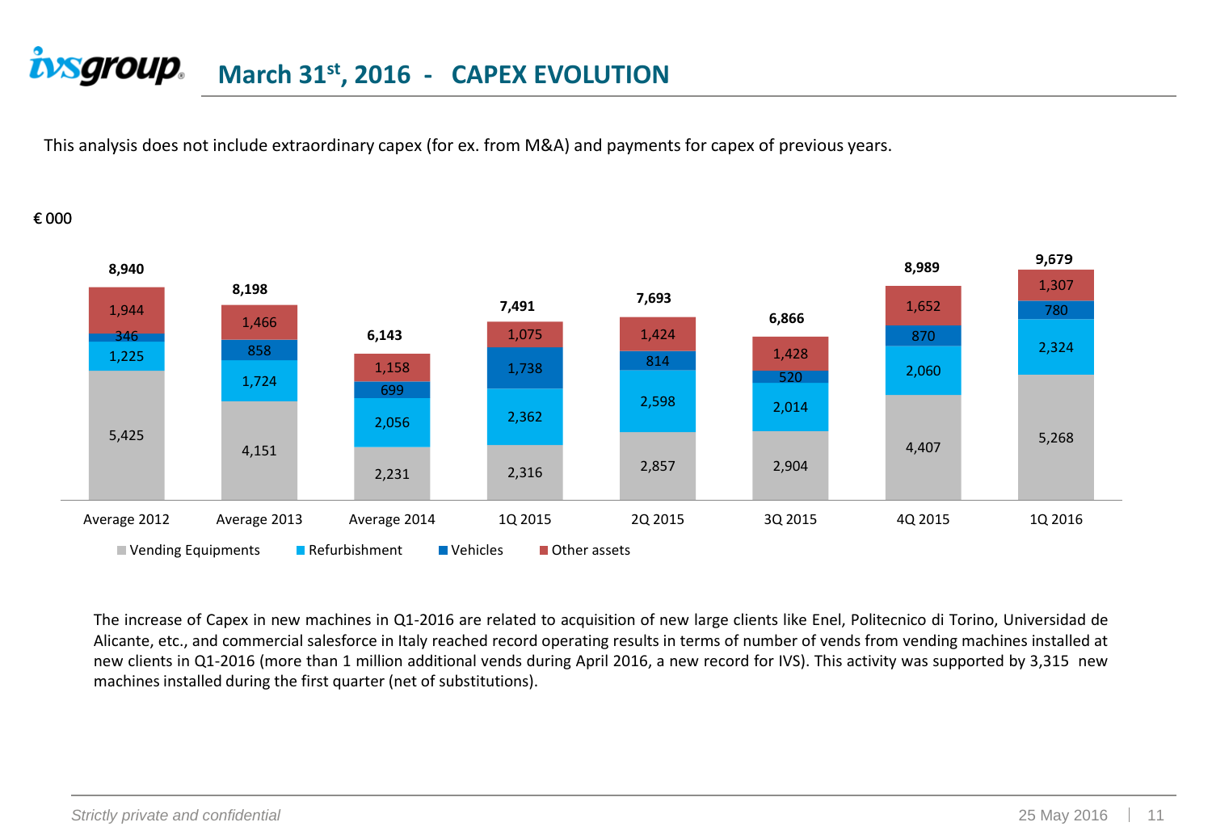# March 31st, 2016 - CAPEX EVOLUTION

This analysis does not include extraordinary capex (for ex. from M&A) and payments for capex of previous years.

€ 000

| | Average 2012 | Average 2013 | Average 2014 | 1Q 2015 | 2Q 2015 | 3Q 2015 | 4Q 2015 | 1Q 2016 |
|---|---|---|---|---|---|---|---|---|
| Vending Equipments | 5,425 | 4,151 | 2,231 | 2,316 | 2,857 | 2,904 | 4,407 | 5,268 |
| Refurbishment | 1,225 | 1,724 | 2,056 | 2,362 | 2,598 | 2,014 | 2,060 | 2,324 |
| Vehicles | 346 | 858 | 699 | 1,738 | 814 | 520 | 870 | 780 |
| Other assets | 1,944 | 1,466 | 1,158 | 1,075 | 1,424 | 1,428 | 1,652 | 1,307 |
| **Total** | **8,940** | **8,198** | **6,143** | **7,491** | **7,693** | **6,866** | **8,989** | **9,679** |

The increase of Capex in new machines in Q1-2016 are related to acquisition of new large clients like Enel, Politecnico di Torino, Universidad de Alicante, etc., and commercial salesforce in Italy reached record operating results in terms of number of vends from vending machines installed at new clients in Q1-2016 (more than 1 million additional vends during April 2016, a new record for IVS). This activity was supported by 3,315 new machines installed during the first quarter (net of substitutions).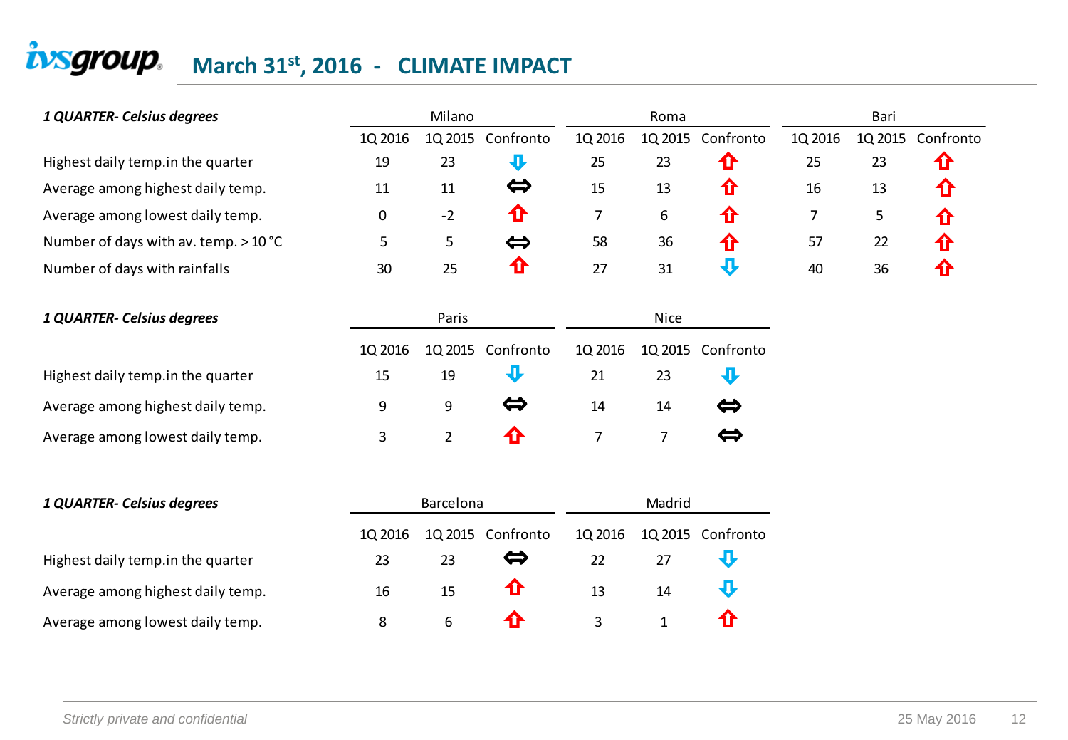# March 31st, 2016 - CLIMATE IMPACT

| *1 QUARTER- Celsius degrees* | Milano | | | Roma | | | Bari | | |
|---|---|---|---|---|---|---|---|---|---|
| | 1Q 2016 | 1Q 2015 | Confronto | 1Q 2016 | 1Q 2015 | Confronto | 1Q 2016 | 1Q 2015 | Confronto |
| Highest daily temp.in the quarter | 19 | 23 | ⇩ | 25 | 23 | ⇧ | 25 | 23 | ⇧ |
| Average among highest daily temp. | 11 | 11 | ⇔ | 15 | 13 | ⇧ | 16 | 13 | ⇧ |
| Average among lowest daily temp. | 0 | -2 | ⇧ | 7 | 6 | ⇧ | 7 | 5 | ⇧ |
| Number of days with av. temp. > 10 °C | 5 | 5 | ⇔ | 58 | 36 | ⇧ | 57 | 22 | ⇧ |
| Number of days with rainfalls | 30 | 25 | ⇧ | 27 | 31 | ⇩ | 40 | 36 | ⇧ |

| *1 QUARTER- Celsius degrees* | Paris | | | Nice | | |
|---|---|---|---|---|---|---|
| | 1Q 2016 | 1Q 2015 | Confronto | 1Q 2016 | 1Q 2015 | Confronto |
| Highest daily temp.in the quarter | 15 | 19 | ⇩ | 21 | 23 | ⇩ |
| Average among highest daily temp. | 9 | 9 | ⇔ | 14 | 14 | ⇔ |
| Average among lowest daily temp. | 3 | 2 | ⇧ | 7 | 7 | ⇔ |

| *1 QUARTER- Celsius degrees* | Barcelona | | | Madrid | | |
|---|---|---|---|---|---|---|
| | 1Q 2016 | 1Q 2015 | Confronto | 1Q 2016 | 1Q 2015 | Confronto |
| Highest daily temp.in the quarter | 23 | 23 | ⇔ | 22 | 27 | ⇩ |
| Average among highest daily temp. | 16 | 15 | ⇧ | 13 | 14 | ⇩ |
| Average among lowest daily temp. | 8 | 6 | ⇧ | 3 | 1 | ⇧ |

*Strictly private and confidential*

25 May 2016